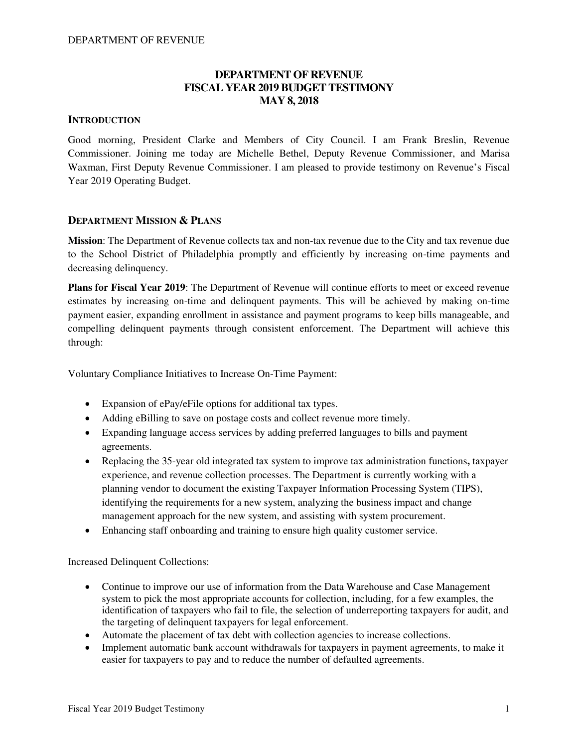# DEPARTMENT OF REVENUE
# FISCAL YEAR 2019 BUDGET TESTIMONY
# MAY 8, 2018

## INTRODUCTION

Good morning, President Clarke and Members of City Council. I am Frank Breslin, Revenue Commissioner. Joining me today are Michelle Bethel, Deputy Revenue Commissioner, and Marisa Waxman, First Deputy Revenue Commissioner. I am pleased to provide testimony on Revenue's Fiscal Year 2019 Operating Budget.

## DEPARTMENT MISSION & PLANS

**Mission**: The Department of Revenue collects tax and non-tax revenue due to the City and tax revenue due to the School District of Philadelphia promptly and efficiently by increasing on-time payments and decreasing delinquency.

**Plans for Fiscal Year 2019**: The Department of Revenue will continue efforts to meet or exceed revenue estimates by increasing on-time and delinquent payments. This will be achieved by making on-time payment easier, expanding enrollment in assistance and payment programs to keep bills manageable, and compelling delinquent payments through consistent enforcement. The Department will achieve this through:

Voluntary Compliance Initiatives to Increase On-Time Payment:

- Expansion of ePay/eFile options for additional tax types.
- Adding eBilling to save on postage costs and collect revenue more timely.
- Expanding language access services by adding preferred languages to bills and payment agreements.
- Replacing the 35-year old integrated tax system to improve tax administration functions**,** taxpayer experience, and revenue collection processes. The Department is currently working with a planning vendor to document the existing Taxpayer Information Processing System (TIPS), identifying the requirements for a new system, analyzing the business impact and change management approach for the new system, and assisting with system procurement.
- Enhancing staff onboarding and training to ensure high quality customer service.

Increased Delinquent Collections:

- Continue to improve our use of information from the Data Warehouse and Case Management system to pick the most appropriate accounts for collection, including, for a few examples, the identification of taxpayers who fail to file, the selection of underreporting taxpayers for audit, and the targeting of delinquent taxpayers for legal enforcement.
- Automate the placement of tax debt with collection agencies to increase collections.
- Implement automatic bank account withdrawals for taxpayers in payment agreements, to make it easier for taxpayers to pay and to reduce the number of defaulted agreements.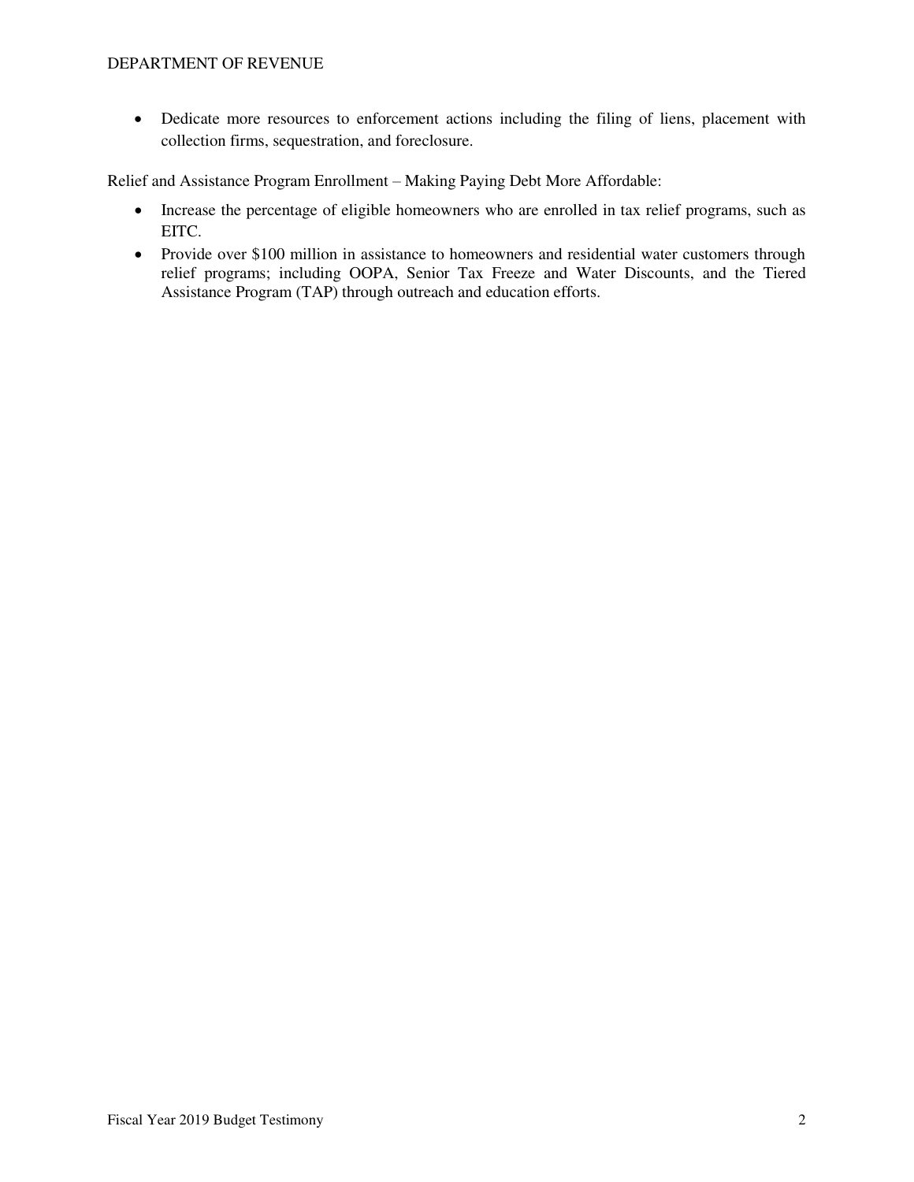- Dedicate more resources to enforcement actions including the filing of liens, placement with collection firms, sequestration, and foreclosure.

Relief and Assistance Program Enrollment – Making Paying Debt More Affordable:

- Increase the percentage of eligible homeowners who are enrolled in tax relief programs, such as EITC.
- Provide over $100 million in assistance to homeowners and residential water customers through relief programs; including OOPA, Senior Tax Freeze and Water Discounts, and the Tiered Assistance Program (TAP) through outreach and education efforts.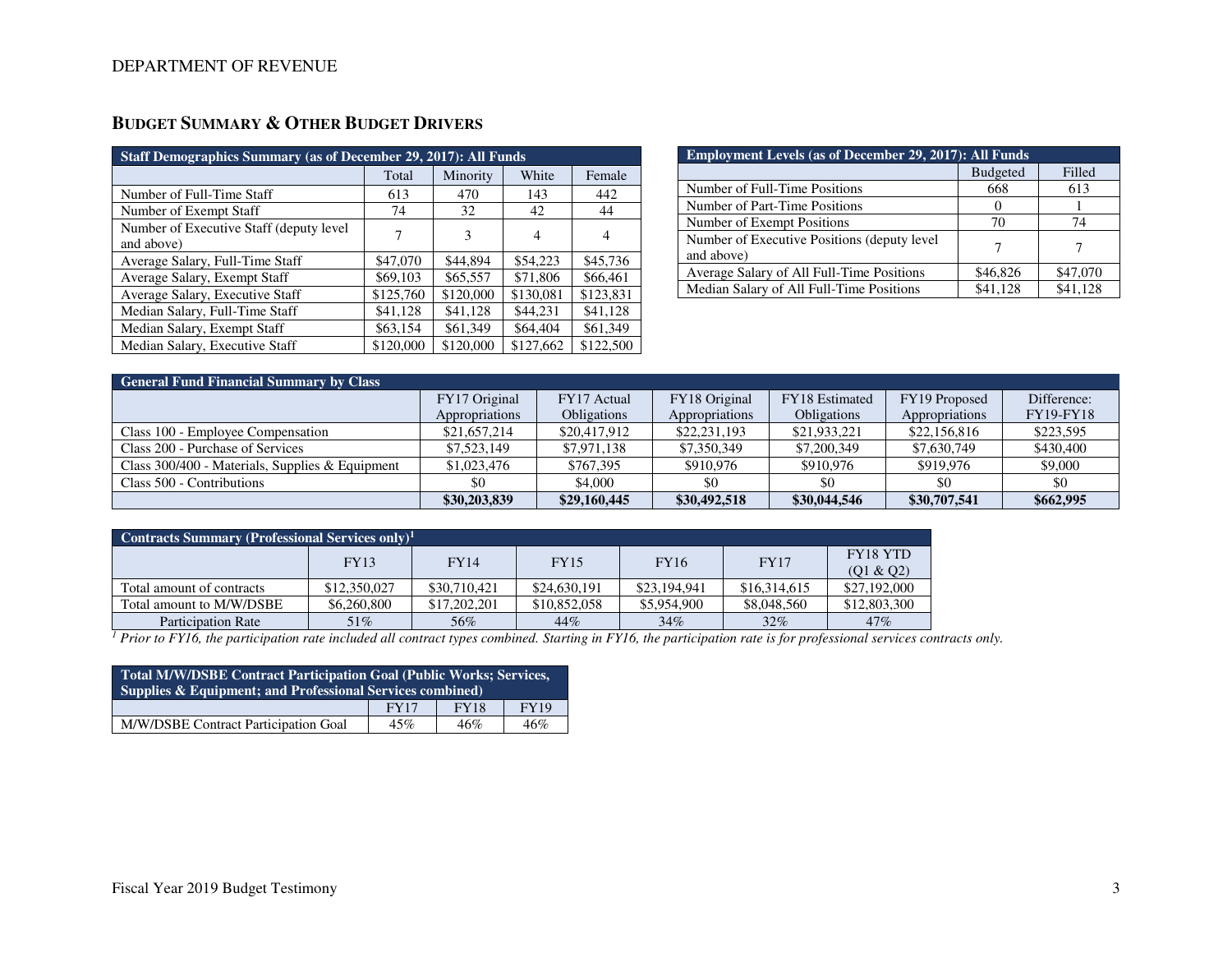DEPARTMENT OF REVENUE

## BUDGET SUMMARY & OTHER BUDGET DRIVERS

| Staff Demographics Summary (as of December 29, 2017): All Funds | | | | |
|---|---|---|---|---|
| | Total | Minority | White | Female |
| Number of Full-Time Staff | 613 | 470 | 143 | 442 |
| Number of Exempt Staff | 74 | 32 | 42 | 44 |
| Number of Executive Staff (deputy level and above) | 7 | 3 | 4 | 4 |
| Average Salary, Full-Time Staff | $47,070 | $44,894 | $54,223 | $45,736 |
| Average Salary, Exempt Staff | $69,103 | $65,557 | $71,806 | $66,461 |
| Average Salary, Executive Staff | $125,760 | $120,000 | $130,081 | $123,831 |
| Median Salary, Full-Time Staff | $41,128 | $41,128 | $44,231 | $41,128 |
| Median Salary, Exempt Staff | $63,154 | $61,349 | $64,404 | $61,349 |
| Median Salary, Executive Staff | $120,000 | $120,000 | $127,662 | $122,500 |

| Employment Levels (as of December 29, 2017): All Funds | | |
|---|---|---|
| | Budgeted | Filled |
| Number of Full-Time Positions | 668 | 613 |
| Number of Part-Time Positions | 0 | 1 |
| Number of Exempt Positions | 70 | 74 |
| Number of Executive Positions (deputy level and above) | 7 | 7 |
| Average Salary of All Full-Time Positions | $46,826 | $47,070 |
| Median Salary of All Full-Time Positions | $41,128 | $41,128 |

| General Fund Financial Summary by Class | | | | | | |
|---|---|---|---|---|---|---|
| | FY17 Original Appropriations | FY17 Actual Obligations | FY18 Original Appropriations | FY18 Estimated Obligations | FY19 Proposed Appropriations | Difference: FY19-FY18 |
| Class 100 - Employee Compensation | $21,657,214 | $20,417,912 | $22,231,193 | $21,933,221 | $22,156,816 | $223,595 |
| Class 200 - Purchase of Services | $7,523,149 | $7,971,138 | $7,350,349 | $7,200,349 | $7,630,749 | $430,400 |
| Class 300/400 - Materials, Supplies & Equipment | $1,023,476 | $767,395 | $910,976 | $910,976 | $919,976 | $9,000 |
| Class 500 - Contributions | $0 | $4,000 | $0 | $0 | $0 | $0 |
| | **$30,203,839** | **$29,160,445** | **$30,492,518** | **$30,044,546** | **$30,707,541** | **$662,995** |

| Contracts Summary (Professional Services only)[1] | | | | | | |
|---|---|---|---|---|---|---|
| | FY13 | FY14 | FY15 | FY16 | FY17 | FY18 YTD (Q1 & Q2) |
| Total amount of contracts | $12,350,027 | $30,710,421 | $24,630,191 | $23,194,941 | $16,314,615 | $27,192,000 |
| Total amount to M/W/DSBE | $6,260,800 | $17,202,201 | $10,852,058 | $5,954,900 | $8,048,560 | $12,803,300 |
| Participation Rate | 51% | 56% | 44% | 34% | 32% | 47% |

*[1] Prior to FY16, the participation rate included all contract types combined. Starting in FY16, the participation rate is for professional services contracts only.*

| Total M/W/DSBE Contract Participation Goal (Public Works; Services, Supplies & Equipment; and Professional Services combined) | | | |
|---|---|---|---|
| | FY17 | FY18 | FY19 |
| M/W/DSBE Contract Participation Goal | 45% | 46% | 46% |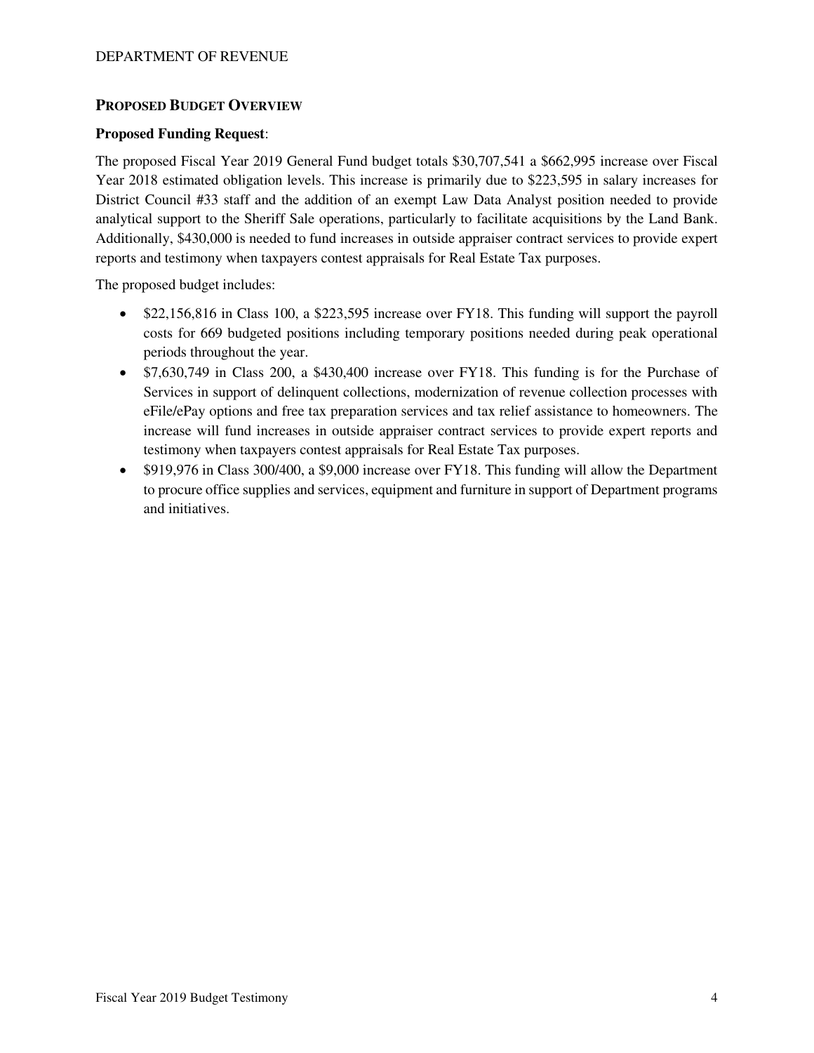## PROPOSED BUDGET OVERVIEW

**Proposed Funding Request**:

The proposed Fiscal Year 2019 General Fund budget totals $30,707,541 a $662,995 increase over Fiscal Year 2018 estimated obligation levels. This increase is primarily due to $223,595 in salary increases for District Council #33 staff and the addition of an exempt Law Data Analyst position needed to provide analytical support to the Sheriff Sale operations, particularly to facilitate acquisitions by the Land Bank. Additionally, $430,000 is needed to fund increases in outside appraiser contract services to provide expert reports and testimony when taxpayers contest appraisals for Real Estate Tax purposes.

The proposed budget includes:

- $22,156,816 in Class 100, a $223,595 increase over FY18. This funding will support the payroll costs for 669 budgeted positions including temporary positions needed during peak operational periods throughout the year.
- $7,630,749 in Class 200, a $430,400 increase over FY18. This funding is for the Purchase of Services in support of delinquent collections, modernization of revenue collection processes with eFile/ePay options and free tax preparation services and tax relief assistance to homeowners. The increase will fund increases in outside appraiser contract services to provide expert reports and testimony when taxpayers contest appraisals for Real Estate Tax purposes.
- $919,976 in Class 300/400, a $9,000 increase over FY18. This funding will allow the Department to procure office supplies and services, equipment and furniture in support of Department programs and initiatives.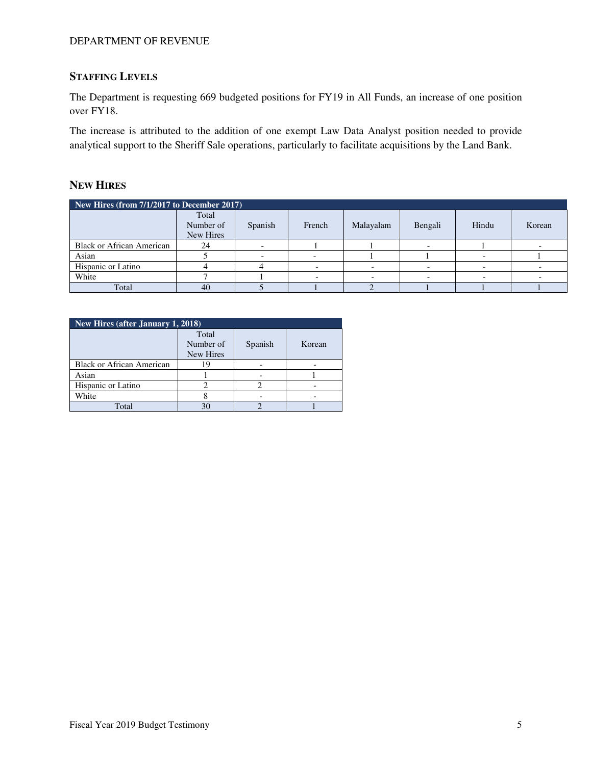## STAFFING LEVELS

The Department is requesting 669 budgeted positions for FY19 in All Funds, an increase of one position over FY18.

The increase is attributed to the addition of one exempt Law Data Analyst position needed to provide analytical support to the Sheriff Sale operations, particularly to facilitate acquisitions by the Land Bank.

## NEW HIRES

| New Hires (from 7/1/2017 to December 2017) | | | | | | | |
|---|---|---|---|---|---|---|---|
| | Total Number of New Hires | Spanish | French | Malayalam | Bengali | Hindu | Korean |
| Black or African American | 24 | - | 1 | 1 | - | 1 | - |
| Asian | 5 | - | - | 1 | 1 | - | 1 |
| Hispanic or Latino | 4 | 4 | - | - | - | - | - |
| White | 7 | 1 | - | - | - | - | - |
| Total | 40 | 5 | 1 | 2 | 1 | 1 | 1 |

| New Hires (after January 1, 2018) | | | |
|---|---|---|---|
| | Total Number of New Hires | Spanish | Korean |
| Black or African American | 19 | - | - |
| Asian | 1 | - | 1 |
| Hispanic or Latino | 2 | 2 | - |
| White | 8 | - | - |
| Total | 30 | 2 | 1 |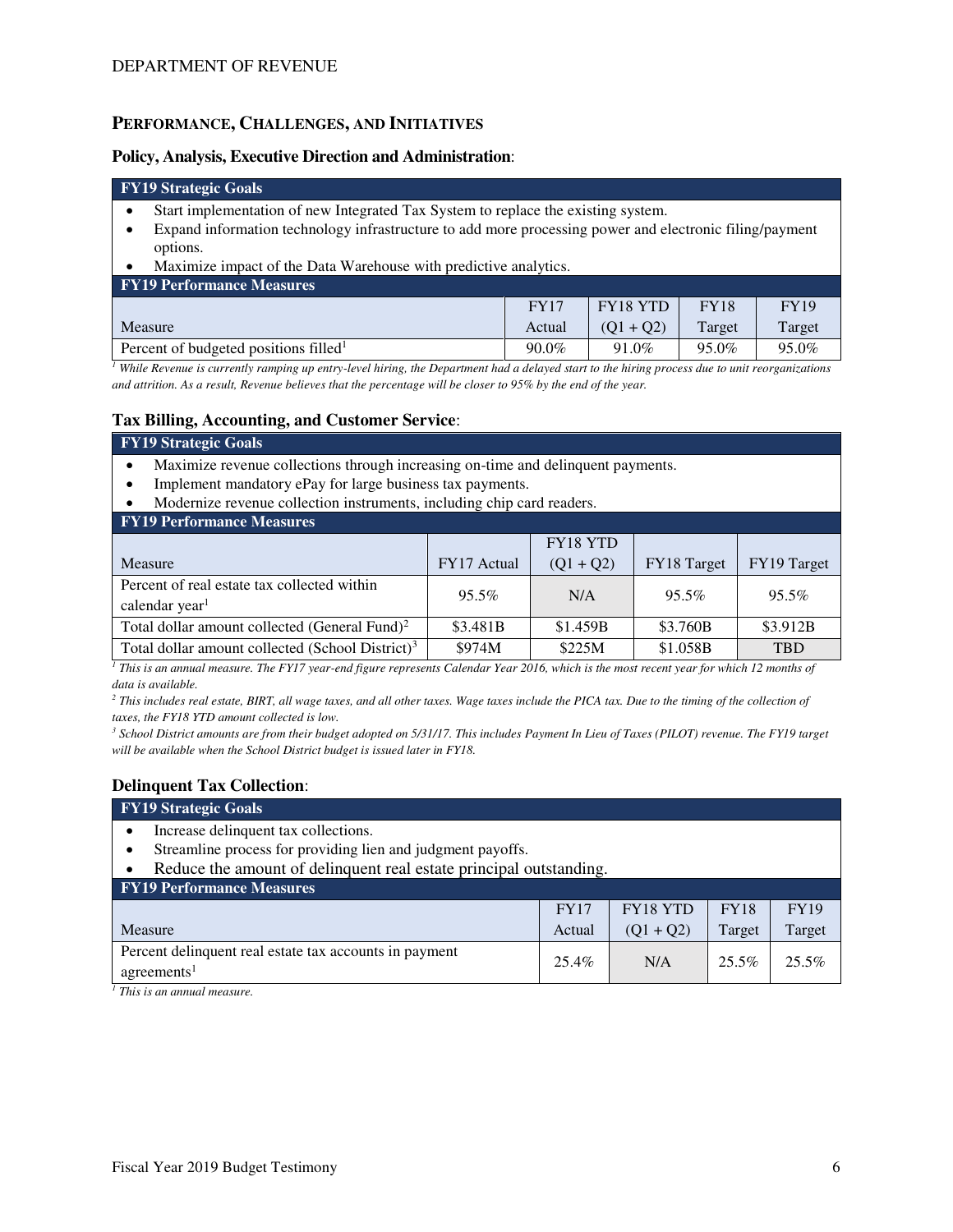## PERFORMANCE, CHALLENGES, AND INITIATIVES

### Policy, Analysis, Executive Direction and Administration:

**FY19 Strategic Goals**

- Start implementation of new Integrated Tax System to replace the existing system.
- Expand information technology infrastructure to add more processing power and electronic filing/payment options.
- Maximize impact of the Data Warehouse with predictive analytics.

**FY19 Performance Measures**

| Measure | FY17 Actual | FY18 YTD (Q1 + Q2) | FY18 Target | FY19 Target |
|---|---|---|---|---|
| Percent of budgeted positions filled[1] | 90.0% | 91.0% | 95.0% | 95.0% |

*[1] While Revenue is currently ramping up entry-level hiring, the Department had a delayed start to the hiring process due to unit reorganizations and attrition. As a result, Revenue believes that the percentage will be closer to 95% by the end of the year.*

### Tax Billing, Accounting, and Customer Service:

**FY19 Strategic Goals**

- Maximize revenue collections through increasing on-time and delinquent payments.
- Implement mandatory ePay for large business tax payments.
- Modernize revenue collection instruments, including chip card readers.

**FY19 Performance Measures**

| Measure | FY17 Actual | FY18 YTD (Q1 + Q2) | FY18 Target | FY19 Target |
|---|---|---|---|---|
| Percent of real estate tax collected within calendar year[1] | 95.5% | N/A | 95.5% | 95.5% |
| Total dollar amount collected (General Fund)[2] | $3.481B | $1.459B | $3.760B | $3.912B |
| Total dollar amount collected (School District)[3] | $974M | $225M | $1.058B | TBD |

*[1] This is an annual measure. The FY17 year-end figure represents Calendar Year 2016, which is the most recent year for which 12 months of data is available.*

*[2] This includes real estate, BIRT, all wage taxes, and all other taxes. Wage taxes include the PICA tax. Due to the timing of the collection of taxes, the FY18 YTD amount collected is low.*

*[3] School District amounts are from their budget adopted on 5/31/17. This includes Payment In Lieu of Taxes (PILOT) revenue. The FY19 target will be available when the School District budget is issued later in FY18.*

### Delinquent Tax Collection:

**FY19 Strategic Goals**

- Increase delinquent tax collections.
- Streamline process for providing lien and judgment payoffs.
- Reduce the amount of delinquent real estate principal outstanding.

**FY19 Performance Measures**

| Measure | FY17 Actual | FY18 YTD (Q1 + Q2) | FY18 Target | FY19 Target |
|---|---|---|---|---|
| Percent delinquent real estate tax accounts in payment agreements[1] | 25.4% | N/A | 25.5% | 25.5% |

*[1] This is an annual measure.*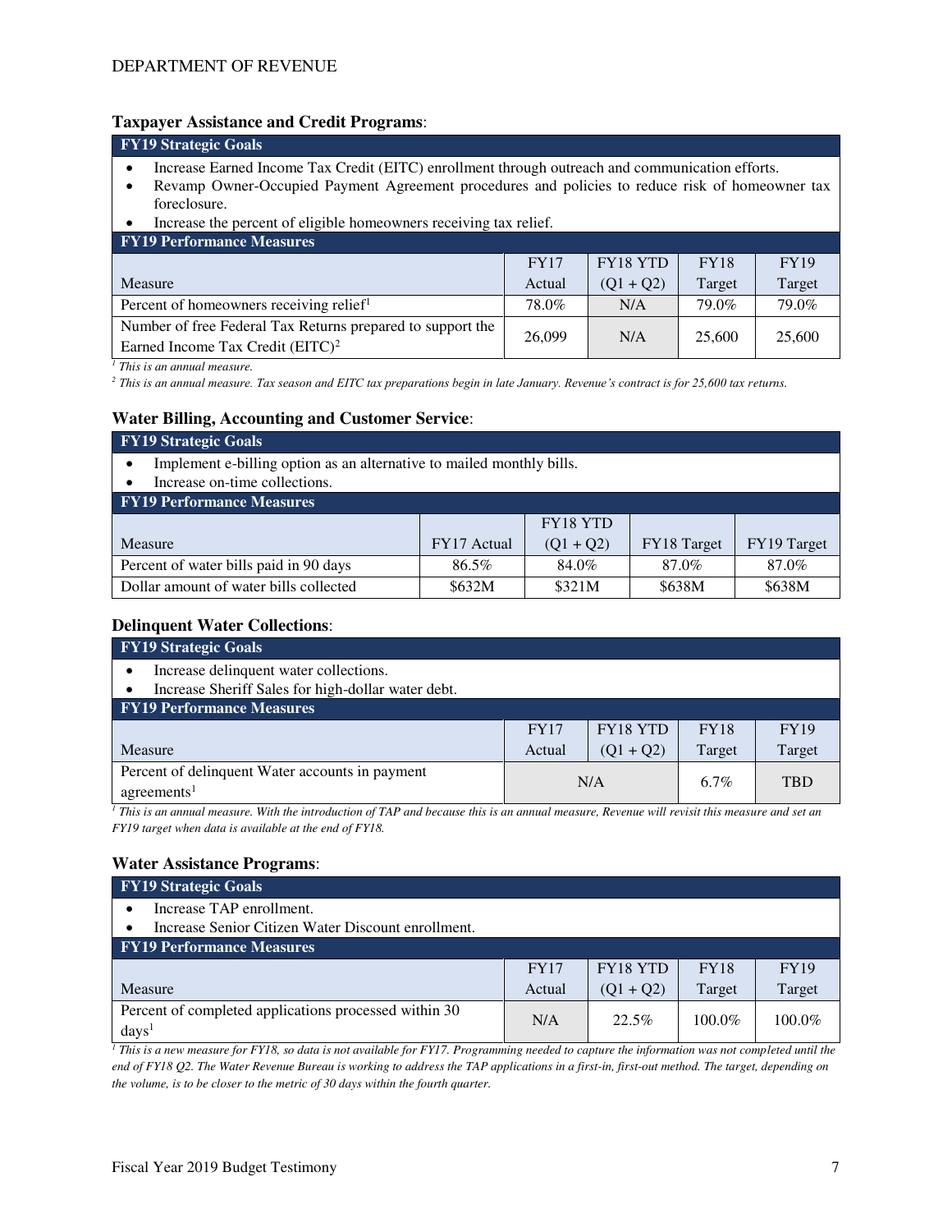**Taxpayer Assistance and Credit Programs**:

| FY19 Strategic Goals | | | | |
|---|---|---|---|---|

- Increase Earned Income Tax Credit (EITC) enrollment through outreach and communication efforts.
- Revamp Owner-Occupied Payment Agreement procedures and policies to reduce risk of homeowner tax foreclosure.
- Increase the percent of eligible homeowners receiving tax relief.

**FY19 Performance Measures**

| Measure | FY17 Actual | FY18 YTD (Q1 + Q2) | FY18 Target | FY19 Target |
|---|---|---|---|---|
| Percent of homeowners receiving relief[1] | 78.0% | N/A | 79.0% | 79.0% |
| Number of free Federal Tax Returns prepared to support the Earned Income Tax Credit (EITC)[2] | 26,099 | N/A | 25,600 | 25,600 |

*[1] This is an annual measure.*

*[2] This is an annual measure. Tax season and EITC tax preparations begin in late January. Revenue's contract is for 25,600 tax returns.*

**Water Billing, Accounting and Customer Service**:

**FY19 Strategic Goals**

- Implement e-billing option as an alternative to mailed monthly bills.
- Increase on-time collections.

**FY19 Performance Measures**

| Measure | FY17 Actual | FY18 YTD (Q1 + Q2) | FY18 Target | FY19 Target |
|---|---|---|---|---|
| Percent of water bills paid in 90 days | 86.5% | 84.0% | 87.0% | 87.0% |
| Dollar amount of water bills collected | $632M | $321M | $638M | $638M |

**Delinquent Water Collections**:

**FY19 Strategic Goals**

- Increase delinquent water collections.
- Increase Sheriff Sales for high-dollar water debt.

**FY19 Performance Measures**

| Measure | FY17 Actual | FY18 YTD (Q1 + Q2) | FY18 Target | FY19 Target |
|---|---|---|---|---|
| Percent of delinquent Water accounts in payment agreements[1] | N/A | | 6.7% | TBD |

*[1] This is an annual measure. With the introduction of TAP and because this is an annual measure, Revenue will revisit this measure and set an FY19 target when data is available at the end of FY18.*

**Water Assistance Programs**:

**FY19 Strategic Goals**

- Increase TAP enrollment.
- Increase Senior Citizen Water Discount enrollment.

**FY19 Performance Measures**

| Measure | FY17 Actual | FY18 YTD (Q1 + Q2) | FY18 Target | FY19 Target |
|---|---|---|---|---|
| Percent of completed applications processed within 30 days[1] | N/A | 22.5% | 100.0% | 100.0% |

*[1] This is a new measure for FY18, so data is not available for FY17. Programming needed to capture the information was not completed until the end of FY18 Q2. The Water Revenue Bureau is working to address the TAP applications in a first-in, first-out method. The target, depending on the volume, is to be closer to the metric of 30 days within the fourth quarter.*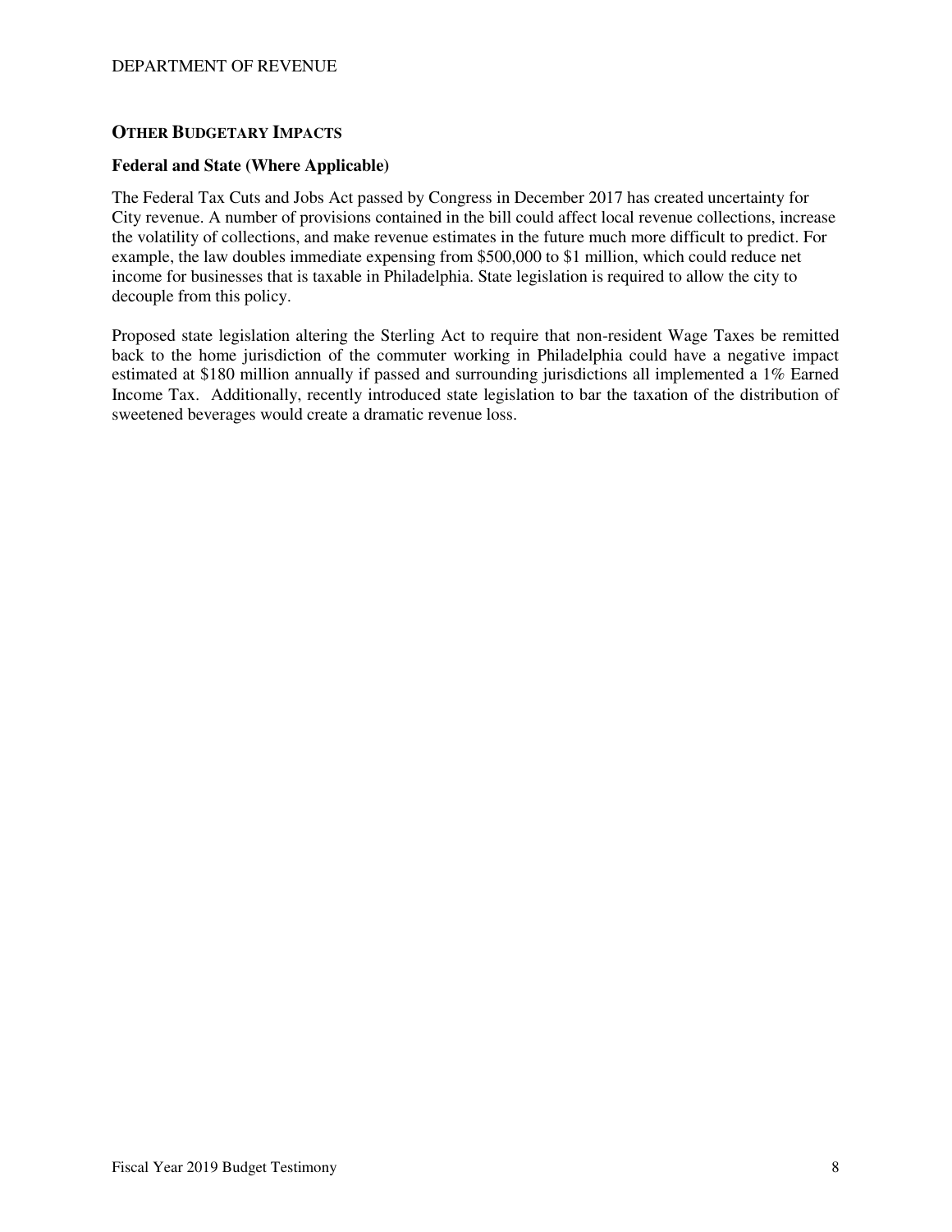## Other Budgetary Impacts

### Federal and State (Where Applicable)

The Federal Tax Cuts and Jobs Act passed by Congress in December 2017 has created uncertainty for City revenue. A number of provisions contained in the bill could affect local revenue collections, increase the volatility of collections, and make revenue estimates in the future much more difficult to predict. For example, the law doubles immediate expensing from $500,000 to $1 million, which could reduce net income for businesses that is taxable in Philadelphia. State legislation is required to allow the city to decouple from this policy.

Proposed state legislation altering the Sterling Act to require that non-resident Wage Taxes be remitted back to the home jurisdiction of the commuter working in Philadelphia could have a negative impact estimated at $180 million annually if passed and surrounding jurisdictions all implemented a 1% Earned Income Tax. Additionally, recently introduced state legislation to bar the taxation of the distribution of sweetened beverages would create a dramatic revenue loss.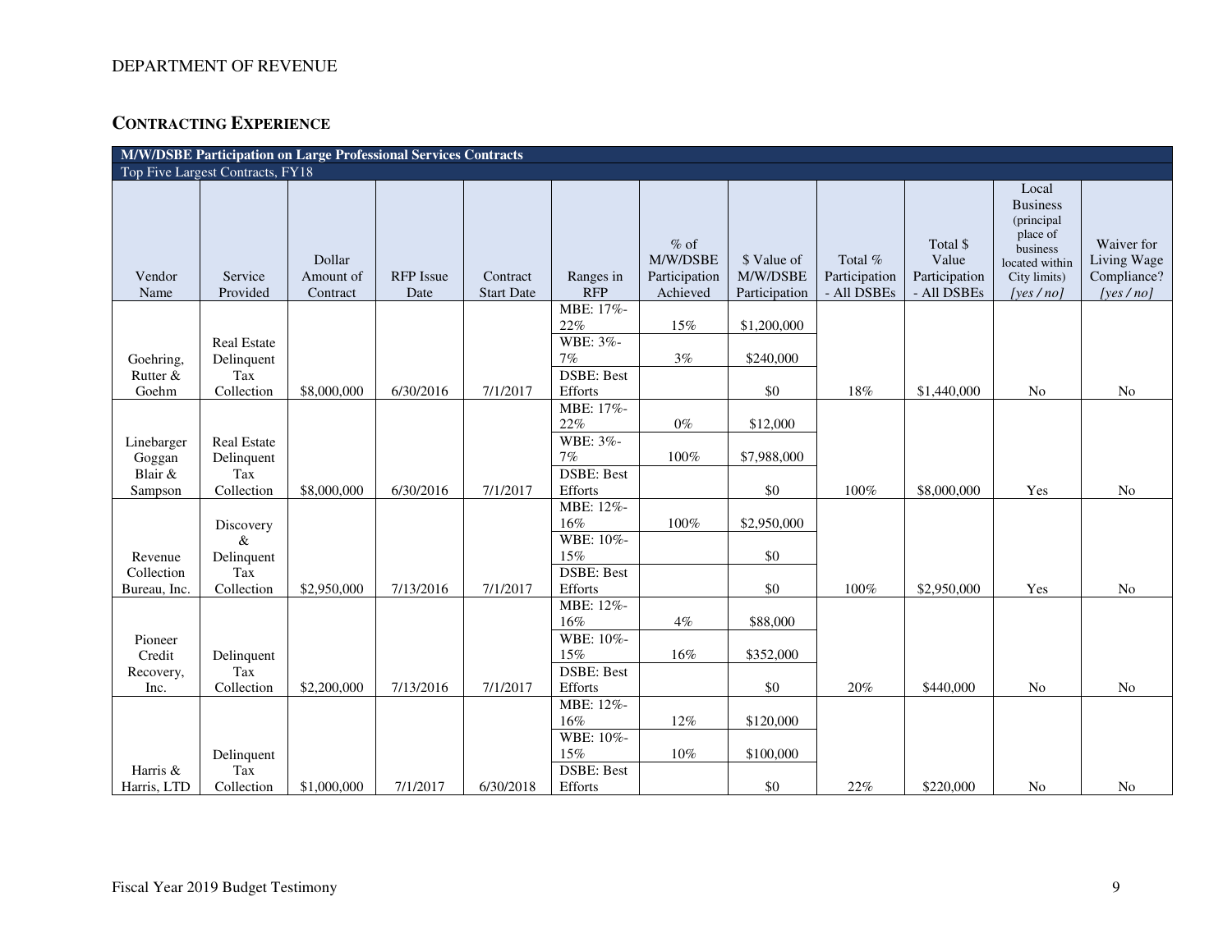DEPARTMENT OF REVENUE

## CONTRACTING EXPERIENCE

| M/W/DSBE Participation on Large Professional Services Contracts | | | | | | | | | | | |
|---|---|---|---|---|---|---|---|---|---|---|---|
| Top Five Largest Contracts, FY18 | | | | | | | | | | | |
| Vendor Name | Service Provided | Dollar Amount of Contract | RFP Issue Date | Contract Start Date | Ranges in RFP | % of M/W/DSBE Participation Achieved | $ Value of M/W/DSBE Participation | Total % Participation - All DSBEs | Total $ Value Participation - All DSBEs | Local Business (principal place of business located within City limits) *[yes / no]* | Waiver for Living Wage Compliance? *[yes / no]* |
| Goehring, Rutter & Goehm | Real Estate Delinquent Tax Collection | $8,000,000 | 6/30/2016 | 7/1/2017 | MBE: 17%-22% | 15% | $1,200,000 | 18% | $1,440,000 | No | No |
| | | | | | WBE: 3%-7% | 3% | $240,000 | | | | |
| | | | | | DSBE: Best Efforts | | $0 | | | | |
| Linebarger Goggan Blair & Sampson | Real Estate Delinquent Tax Collection | $8,000,000 | 6/30/2016 | 7/1/2017 | MBE: 17%-22% | 0% | $12,000 | 100% | $8,000,000 | Yes | No |
| | | | | | WBE: 3%-7% | 100% | $7,988,000 | | | | |
| | | | | | DSBE: Best Efforts | | $0 | | | | |
| Revenue Collection Bureau, Inc. | Discovery & Delinquent Tax Collection | $2,950,000 | 7/13/2016 | 7/1/2017 | MBE: 12%-16% | 100% | $2,950,000 | 100% | $2,950,000 | Yes | No |
| | | | | | WBE: 10%-15% | | $0 | | | | |
| | | | | | DSBE: Best Efforts | | $0 | | | | |
| Pioneer Credit Recovery, Inc. | Delinquent Tax Collection | $2,200,000 | 7/13/2016 | 7/1/2017 | MBE: 12%-16% | 4% | $88,000 | 20% | $440,000 | No | No |
| | | | | | WBE: 10%-15% | 16% | $352,000 | | | | |
| | | | | | DSBE: Best Efforts | | $0 | | | | |
| Harris & Harris, LTD | Delinquent Tax Collection | $1,000,000 | 7/1/2017 | 6/30/2018 | MBE: 12%-16% | 12% | $120,000 | 22% | $220,000 | No | No |
| | | | | | WBE: 10%-15% | 10% | $100,000 | | | | |
| | | | | | DSBE: Best Efforts | | $0 | | | | |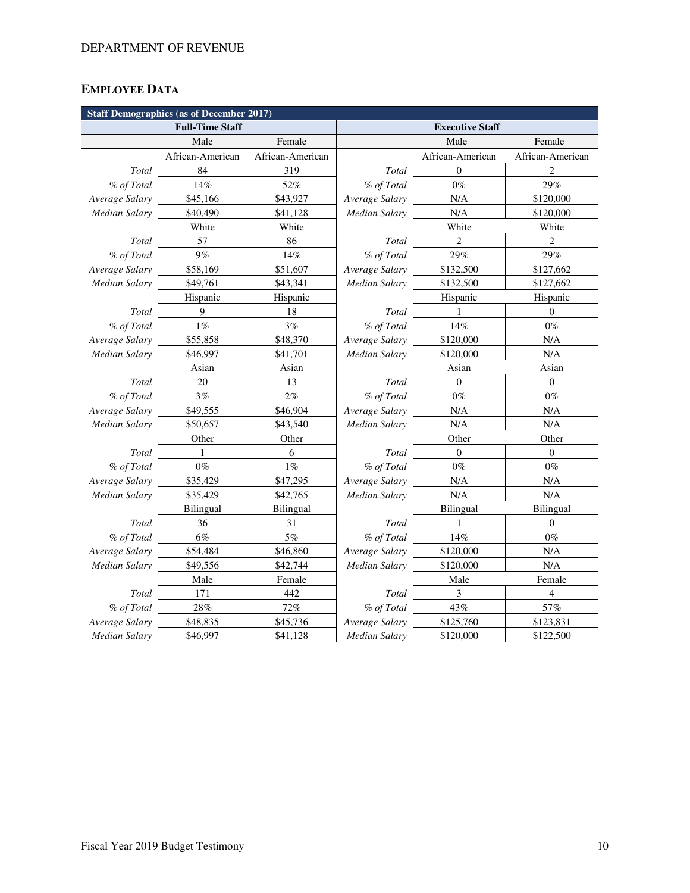## EMPLOYEE DATA

| Staff Demographics (as of December 2017) | | | | | |
|---|---|---|---|---|---|
| Full-Time Staff | | | Executive Staff | | |
| | Male | Female | | Male | Female |
| | African-American | African-American | | African-American | African-American |
| *Total* | 84 | 319 | *Total* | 0 | 2 |
| *% of Total* | 14% | 52% | *% of Total* | 0% | 29% |
| *Average Salary* | $45,166 | $43,927 | *Average Salary* | N/A | $120,000 |
| *Median Salary* | $40,490 | $41,128 | *Median Salary* | N/A | $120,000 |
| | White | White | | White | White |
| *Total* | 57 | 86 | *Total* | 2 | 2 |
| *% of Total* | 9% | 14% | *% of Total* | 29% | 29% |
| *Average Salary* | $58,169 | $51,607 | *Average Salary* | $132,500 | $127,662 |
| *Median Salary* | $49,761 | $43,341 | *Median Salary* | $132,500 | $127,662 |
| | Hispanic | Hispanic | | Hispanic | Hispanic |
| *Total* | 9 | 18 | *Total* | 1 | 0 |
| *% of Total* | 1% | 3% | *% of Total* | 14% | 0% |
| *Average Salary* | $55,858 | $48,370 | *Average Salary* | $120,000 | N/A |
| *Median Salary* | $46,997 | $41,701 | *Median Salary* | $120,000 | N/A |
| | Asian | Asian | | Asian | Asian |
| *Total* | 20 | 13 | *Total* | 0 | 0 |
| *% of Total* | 3% | 2% | *% of Total* | 0% | 0% |
| *Average Salary* | $49,555 | $46,904 | *Average Salary* | N/A | N/A |
| *Median Salary* | $50,657 | $43,540 | *Median Salary* | N/A | N/A |
| | Other | Other | | Other | Other |
| *Total* | 1 | 6 | *Total* | 0 | 0 |
| *% of Total* | 0% | 1% | *% of Total* | 0% | 0% |
| *Average Salary* | $35,429 | $47,295 | *Average Salary* | N/A | N/A |
| *Median Salary* | $35,429 | $42,765 | *Median Salary* | N/A | N/A |
| | Bilingual | Bilingual | | Bilingual | Bilingual |
| *Total* | 36 | 31 | *Total* | 1 | 0 |
| *% of Total* | 6% | 5% | *% of Total* | 14% | 0% |
| *Average Salary* | $54,484 | $46,860 | *Average Salary* | $120,000 | N/A |
| *Median Salary* | $49,556 | $42,744 | *Median Salary* | $120,000 | N/A |
| | Male | Female | | Male | Female |
| *Total* | 171 | 442 | *Total* | 3 | 4 |
| *% of Total* | 28% | 72% | *% of Total* | 43% | 57% |
| *Average Salary* | $48,835 | $45,736 | *Average Salary* | $125,760 | $123,831 |
| *Median Salary* | $46,997 | $41,128 | *Median Salary* | $120,000 | $122,500 |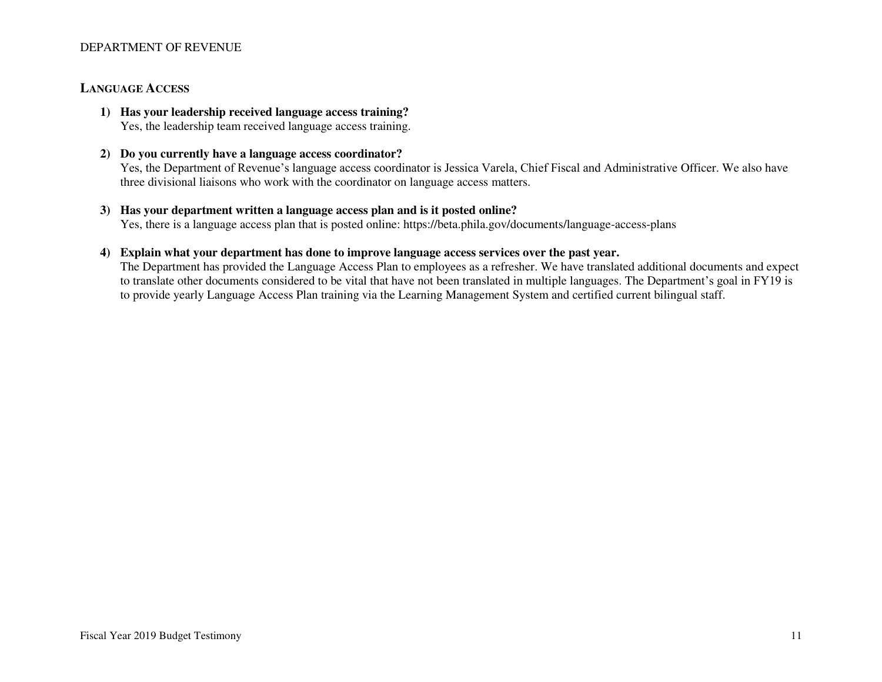## Language Access

1) **Has your leadership received language access training?**
   Yes, the leadership team received language access training.

2) **Do you currently have a language access coordinator?**
   Yes, the Department of Revenue's language access coordinator is Jessica Varela, Chief Fiscal and Administrative Officer. We also have three divisional liaisons who work with the coordinator on language access matters.

3) **Has your department written a language access plan and is it posted online?**
   Yes, there is a language access plan that is posted online: https://beta.phila.gov/documents/language-access-plans

4) **Explain what your department has done to improve language access services over the past year.**
   The Department has provided the Language Access Plan to employees as a refresher. We have translated additional documents and expect to translate other documents considered to be vital that have not been translated in multiple languages. The Department's goal in FY19 is to provide yearly Language Access Plan training via the Learning Management System and certified current bilingual staff.